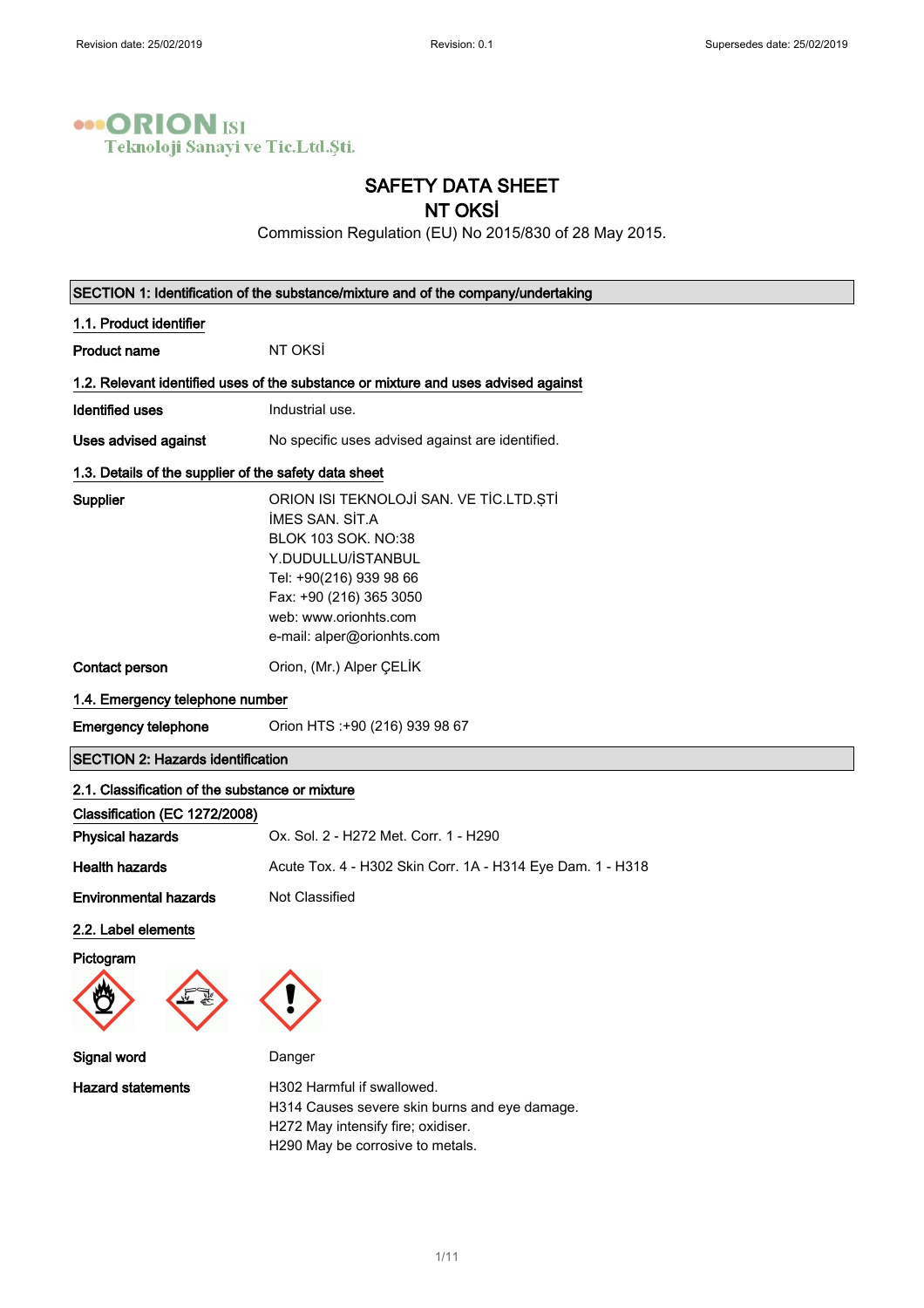Revision date: 25/02/2019 Revision: 0.1 Supersedes date: 25/02/2019

ORION ISI
Teknoloji Sanayi ve Tic.Ltd.Şti.

# SAFETY DATA SHEET
# NT OKSİ

Commission Regulation (EU) No 2015/830 of 28 May 2015.

## SECTION 1: Identification of the substance/mixture and of the company/undertaking

### 1.1. Product identifier

**Product name** NT OKSİ

### 1.2. Relevant identified uses of the substance or mixture and uses advised against

**Identified uses** Industrial use.

**Uses advised against** No specific uses advised against are identified.

### 1.3. Details of the supplier of the safety data sheet

**Supplier**
ORION ISI TEKNOLOJİ SAN. VE TİC.LTD.ŞTİ
İMES SAN. SİT.A
BLOK 103 SOK. NO:38
Y.DUDULLU/İSTANBUL
Tel: +90(216) 939 98 66
Fax: +90 (216) 365 3050
web: www.orionhts.com
e-mail: alper@orionhts.com

**Contact person** Orion, (Mr.) Alper ÇELİK

### 1.4. Emergency telephone number

**Emergency telephone** Orion HTS :+90 (216) 939 98 67

## SECTION 2: Hazards identification

### 2.1. Classification of the substance or mixture

**Classification (EC 1272/2008)**

**Physical hazards** Ox. Sol. 2 - H272 Met. Corr. 1 - H290

**Health hazards** Acute Tox. 4 - H302 Skin Corr. 1A - H314 Eye Dam. 1 - H318

**Environmental hazards** Not Classified

### 2.2. Label elements

**Pictogram**

**Signal word** Danger

**Hazard statements**
H302 Harmful if swallowed.
H314 Causes severe skin burns and eye damage.
H272 May intensify fire; oxidiser.
H290 May be corrosive to metals.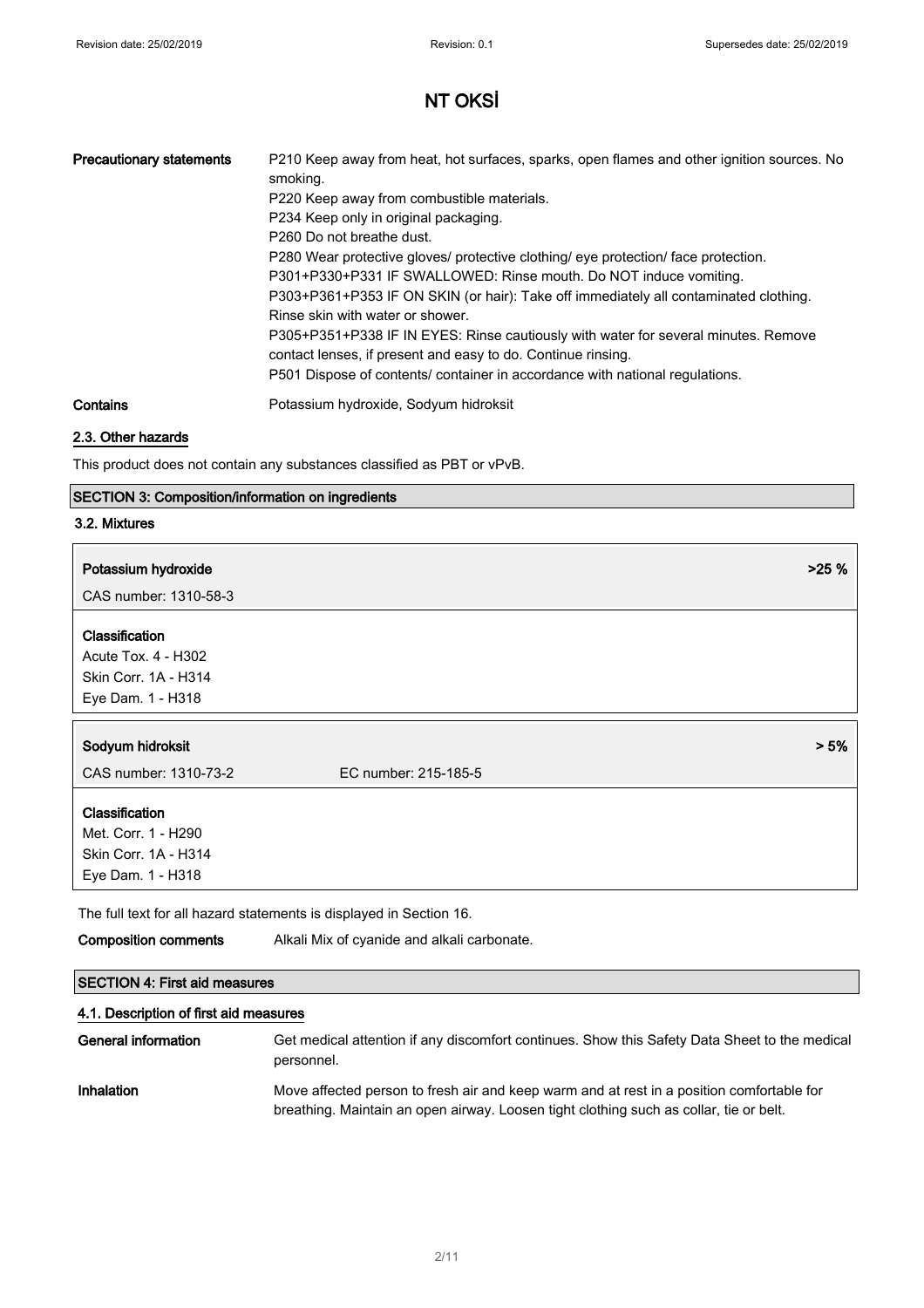# NT OKSİ

**Precautionary statements**

P210 Keep away from heat, hot surfaces, sparks, open flames and other ignition sources. No smoking.
P220 Keep away from combustible materials.
P234 Keep only in original packaging.
P260 Do not breathe dust.
P280 Wear protective gloves/ protective clothing/ eye protection/ face protection.
P301+P330+P331 IF SWALLOWED: Rinse mouth. Do NOT induce vomiting.
P303+P361+P353 IF ON SKIN (or hair): Take off immediately all contaminated clothing. Rinse skin with water or shower.
P305+P351+P338 IF IN EYES: Rinse cautiously with water for several minutes. Remove contact lenses, if present and easy to do. Continue rinsing.
P501 Dispose of contents/ container in accordance with national regulations.

**Contains** Potassium hydroxide, Sodyum hidroksit

## 2.3. Other hazards

This product does not contain any substances classified as PBT or vPvB.

## SECTION 3: Composition/information on ingredients

### 3.2. Mixtures

**Potassium hydroxide** >25 %

CAS number: 1310-58-3

**Classification**
Acute Tox. 4 - H302
Skin Corr. 1A - H314
Eye Dam. 1 - H318

**Sodyum hidroksit** > 5%

CAS number: 1310-73-2 EC number: 215-185-5

**Classification**
Met. Corr. 1 - H290
Skin Corr. 1A - H314
Eye Dam. 1 - H318

The full text for all hazard statements is displayed in Section 16.

**Composition comments** Alkali Mix of cyanide and alkali carbonate.

## SECTION 4: First aid measures

### 4.1. Description of first aid measures

**General information** Get medical attention if any discomfort continues. Show this Safety Data Sheet to the medical personnel.

**Inhalation** Move affected person to fresh air and keep warm and at rest in a position comfortable for breathing. Maintain an open airway. Loosen tight clothing such as collar, tie or belt.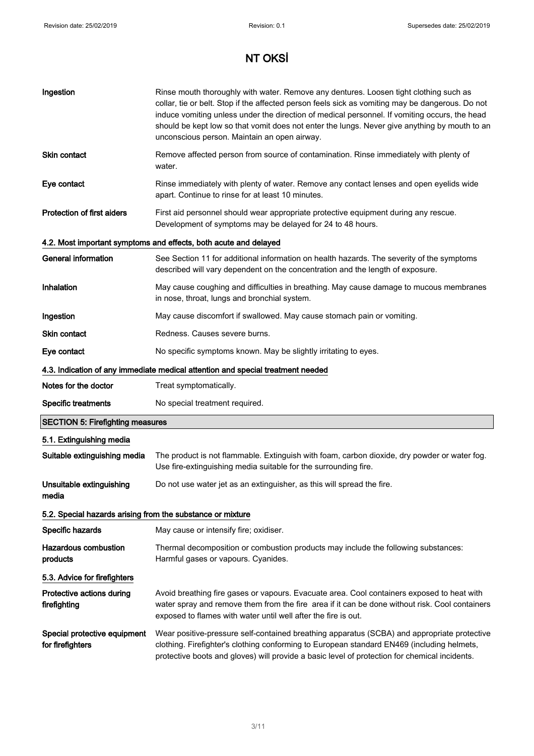| | |
|---|---|
| **Ingestion** | Rinse mouth thoroughly with water. Remove any dentures. Loosen tight clothing such as collar, tie or belt. Stop if the affected person feels sick as vomiting may be dangerous. Do not induce vomiting unless under the direction of medical personnel. If vomiting occurs, the head should be kept low so that vomit does not enter the lungs. Never give anything by mouth to an unconscious person. Maintain an open airway. |
| **Skin contact** | Remove affected person from source of contamination. Rinse immediately with plenty of water. |
| **Eye contact** | Rinse immediately with plenty of water. Remove any contact lenses and open eyelids wide apart. Continue to rinse for at least 10 minutes. |
| **Protection of first aiders** | First aid personnel should wear appropriate protective equipment during any rescue. Development of symptoms may be delayed for 24 to 48 hours. |

### 4.2. Most important symptoms and effects, both acute and delayed

| | |
|---|---|
| **General information** | See Section 11 for additional information on health hazards. The severity of the symptoms described will vary dependent on the concentration and the length of exposure. |
| **Inhalation** | May cause coughing and difficulties in breathing. May cause damage to mucous membranes in nose, throat, lungs and bronchial system. |
| **Ingestion** | May cause discomfort if swallowed. May cause stomach pain or vomiting. |
| **Skin contact** | Redness. Causes severe burns. |
| **Eye contact** | No specific symptoms known. May be slightly irritating to eyes. |

### 4.3. Indication of any immediate medical attention and special treatment needed

| | |
|---|---|
| **Notes for the doctor** | Treat symptomatically. |
| **Specific treatments** | No special treatment required. |

## SECTION 5: Firefighting measures

### 5.1. Extinguishing media

| | |
|---|---|
| **Suitable extinguishing media** | The product is not flammable. Extinguish with foam, carbon dioxide, dry powder or water fog. Use fire-extinguishing media suitable for the surrounding fire. |
| **Unsuitable extinguishing media** | Do not use water jet as an extinguisher, as this will spread the fire. |

### 5.2. Special hazards arising from the substance or mixture

| | |
|---|---|
| **Specific hazards** | May cause or intensify fire; oxidiser. |
| **Hazardous combustion products** | Thermal decomposition or combustion products may include the following substances: Harmful gases or vapours. Cyanides. |

### 5.3. Advice for firefighters

| | |
|---|---|
| **Protective actions during firefighting** | Avoid breathing fire gases or vapours. Evacuate area. Cool containers exposed to heat with water spray and remove them from the fire area if it can be done without risk. Cool containers exposed to flames with water until well after the fire is out. |
| **Special protective equipment for firefighters** | Wear positive-pressure self-contained breathing apparatus (SCBA) and appropriate protective clothing. Firefighter's clothing conforming to European standard EN469 (including helmets, protective boots and gloves) will provide a basic level of protection for chemical incidents. |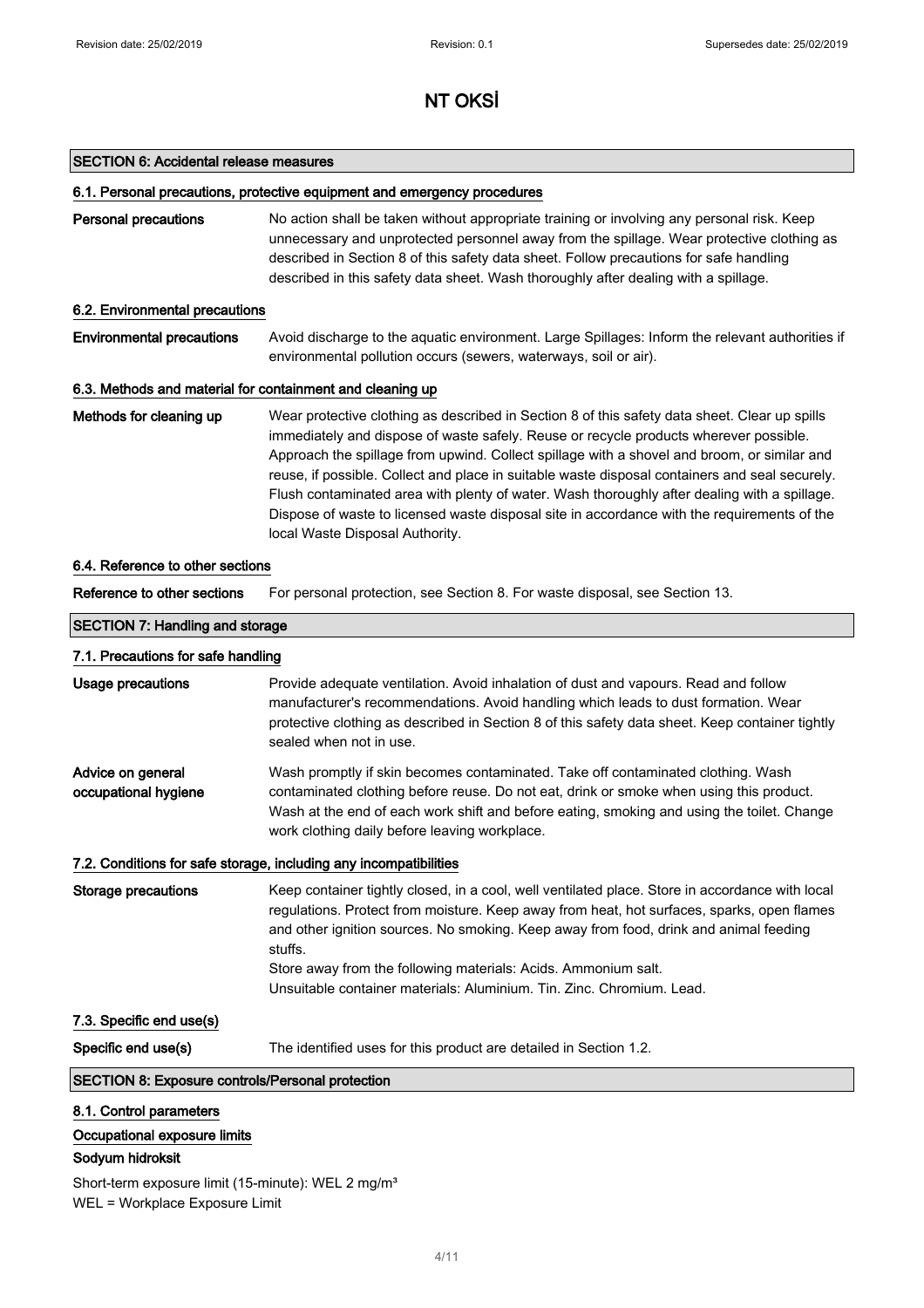# NT OKSİ

## SECTION 6: Accidental release measures

### 6.1. Personal precautions, protective equipment and emergency procedures

**Personal precautions** No action shall be taken without appropriate training or involving any personal risk. Keep unnecessary and unprotected personnel away from the spillage. Wear protective clothing as described in Section 8 of this safety data sheet. Follow precautions for safe handling described in this safety data sheet. Wash thoroughly after dealing with a spillage.

### 6.2. Environmental precautions

**Environmental precautions** Avoid discharge to the aquatic environment. Large Spillages: Inform the relevant authorities if environmental pollution occurs (sewers, waterways, soil or air).

### 6.3. Methods and material for containment and cleaning up

**Methods for cleaning up** Wear protective clothing as described in Section 8 of this safety data sheet. Clear up spills immediately and dispose of waste safely. Reuse or recycle products wherever possible. Approach the spillage from upwind. Collect spillage with a shovel and broom, or similar and reuse, if possible. Collect and place in suitable waste disposal containers and seal securely. Flush contaminated area with plenty of water. Wash thoroughly after dealing with a spillage. Dispose of waste to licensed waste disposal site in accordance with the requirements of the local Waste Disposal Authority.

### 6.4. Reference to other sections

**Reference to other sections** For personal protection, see Section 8. For waste disposal, see Section 13.

## SECTION 7: Handling and storage

### 7.1. Precautions for safe handling

**Usage precautions** Provide adequate ventilation. Avoid inhalation of dust and vapours. Read and follow manufacturer's recommendations. Avoid handling which leads to dust formation. Wear protective clothing as described in Section 8 of this safety data sheet. Keep container tightly sealed when not in use.

**Advice on general occupational hygiene** Wash promptly if skin becomes contaminated. Take off contaminated clothing. Wash contaminated clothing before reuse. Do not eat, drink or smoke when using this product. Wash at the end of each work shift and before eating, smoking and using the toilet. Change work clothing daily before leaving workplace.

### 7.2. Conditions for safe storage, including any incompatibilities

**Storage precautions** Keep container tightly closed, in a cool, well ventilated place. Store in accordance with local regulations. Protect from moisture. Keep away from heat, hot surfaces, sparks, open flames and other ignition sources. No smoking. Keep away from food, drink and animal feeding stuffs.
Store away from the following materials: Acids. Ammonium salt.
Unsuitable container materials: Aluminium. Tin. Zinc. Chromium. Lead.

### 7.3. Specific end use(s)

**Specific end use(s)** The identified uses for this product are detailed in Section 1.2.

## SECTION 8: Exposure controls/Personal protection

### 8.1. Control parameters

**Occupational exposure limits**

**Sodyum hidroksit**

Short-term exposure limit (15-minute): WEL 2 mg/m³
WEL = Workplace Exposure Limit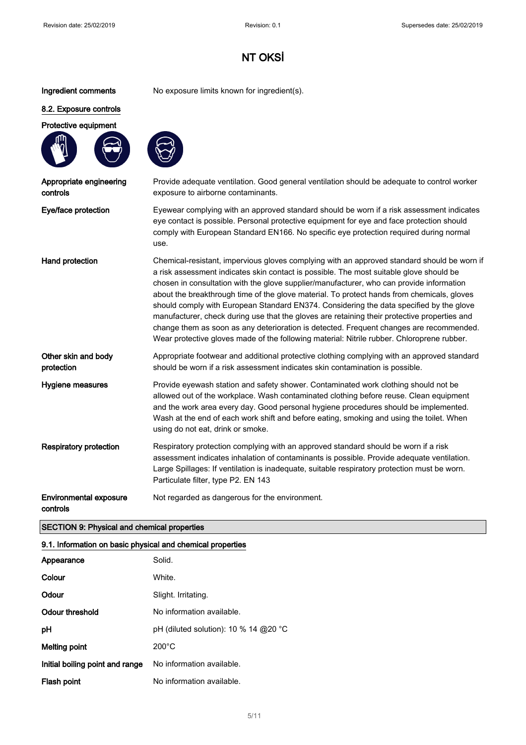# NT OKSİ

| | |
|---|---|
| **Ingredient comments** | No exposure limits known for ingredient(s). |

## 8.2. Exposure controls

**Protective equipment**

| | |
|---|---|
| **Appropriate engineering controls** | Provide adequate ventilation. Good general ventilation should be adequate to control worker exposure to airborne contaminants. |
| **Eye/face protection** | Eyewear complying with an approved standard should be worn if a risk assessment indicates eye contact is possible. Personal protective equipment for eye and face protection should comply with European Standard EN166. No specific eye protection required during normal use. |
| **Hand protection** | Chemical-resistant, impervious gloves complying with an approved standard should be worn if a risk assessment indicates skin contact is possible. The most suitable glove should be chosen in consultation with the glove supplier/manufacturer, who can provide information about the breakthrough time of the glove material. To protect hands from chemicals, gloves should comply with European Standard EN374. Considering the data specified by the glove manufacturer, check during use that the gloves are retaining their protective properties and change them as soon as any deterioration is detected. Frequent changes are recommended. Wear protective gloves made of the following material: Nitrile rubber. Chloroprene rubber. |
| **Other skin and body protection** | Appropriate footwear and additional protective clothing complying with an approved standard should be worn if a risk assessment indicates skin contamination is possible. |
| **Hygiene measures** | Provide eyewash station and safety shower. Contaminated work clothing should not be allowed out of the workplace. Wash contaminated clothing before reuse. Clean equipment and the work area every day. Good personal hygiene procedures should be implemented. Wash at the end of each work shift and before eating, smoking and using the toilet. When using do not eat, drink or smoke. |
| **Respiratory protection** | Respiratory protection complying with an approved standard should be worn if a risk assessment indicates inhalation of contaminants is possible. Provide adequate ventilation. Large Spillages: If ventilation is inadequate, suitable respiratory protection must be worn. Particulate filter, type P2. EN 143 |
| **Environmental exposure controls** | Not regarded as dangerous for the environment. |

## SECTION 9: Physical and chemical properties

### 9.1. Information on basic physical and chemical properties

| | |
|---|---|
| **Appearance** | Solid. |
| **Colour** | White. |
| **Odour** | Slight. Irritating. |
| **Odour threshold** | No information available. |
| **pH** | pH (diluted solution): 10 % 14 @20 °C |
| **Melting point** | 200°C |
| **Initial boiling point and range** | No information available. |
| **Flash point** | No information available. |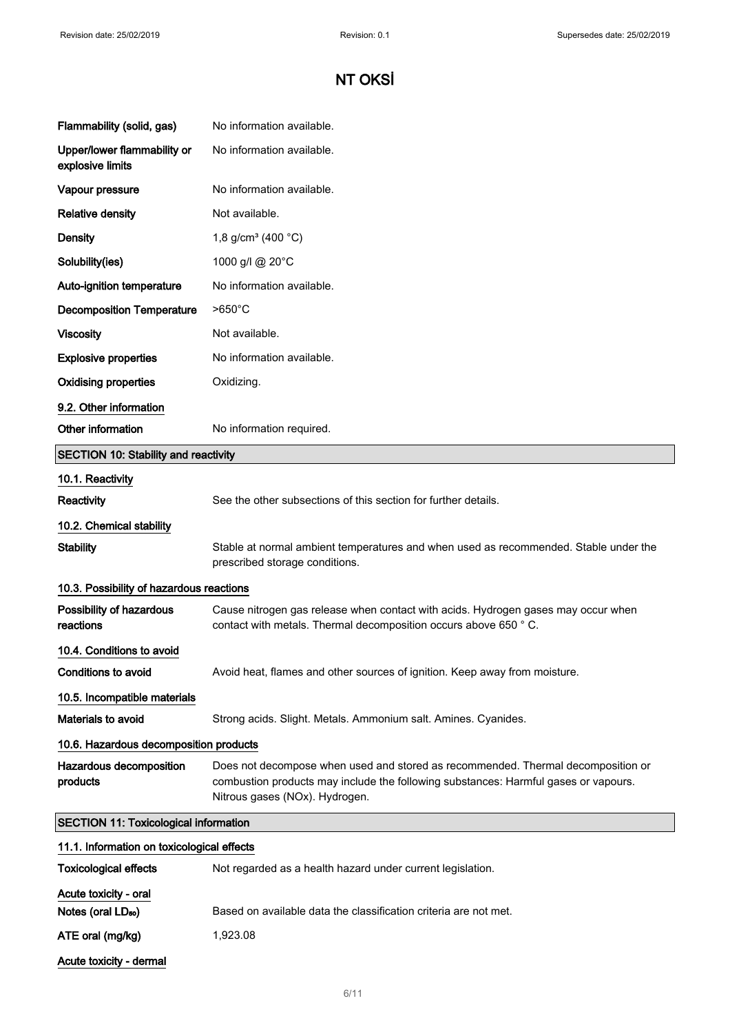# NT OKSİ

| | |
|---|---|
| **Flammability (solid, gas)** | No information available. |
| **Upper/lower flammability or explosive limits** | No information available. |
| **Vapour pressure** | No information available. |
| **Relative density** | Not available. |
| **Density** | 1,8 g/cm³ (400 °C) |
| **Solubility(ies)** | 1000 g/l @ 20°C |
| **Auto-ignition temperature** | No information available. |
| **Decomposition Temperature** | >650°C |
| **Viscosity** | Not available. |
| **Explosive properties** | No information available. |
| **Oxidising properties** | Oxidizing. |

### 9.2. Other information

| | |
|---|---|
| **Other information** | No information required. |

## SECTION 10: Stability and reactivity

### 10.1. Reactivity

| | |
|---|---|
| **Reactivity** | See the other subsections of this section for further details. |

### 10.2. Chemical stability

| | |
|---|---|
| **Stability** | Stable at normal ambient temperatures and when used as recommended. Stable under the prescribed storage conditions. |

### 10.3. Possibility of hazardous reactions

| | |
|---|---|
| **Possibility of hazardous reactions** | Cause nitrogen gas release when contact with acids. Hydrogen gases may occur when contact with metals. Thermal decomposition occurs above 650 ° C. |

### 10.4. Conditions to avoid

| | |
|---|---|
| **Conditions to avoid** | Avoid heat, flames and other sources of ignition. Keep away from moisture. |

### 10.5. Incompatible materials

| | |
|---|---|
| **Materials to avoid** | Strong acids. Slight. Metals. Ammonium salt. Amines. Cyanides. |

### 10.6. Hazardous decomposition products

| | |
|---|---|
| **Hazardous decomposition products** | Does not decompose when used and stored as recommended. Thermal decomposition or combustion products may include the following substances: Harmful gases or vapours. Nitrous gases (NOx). Hydrogen. |

## SECTION 11: Toxicological information

### 11.1. Information on toxicological effects

| | |
|---|---|
| **Toxicological effects** | Not regarded as a health hazard under current legislation. |

**Acute toxicity - oral**

| | |
|---|---|
| **Notes (oral $LD_{50}$)** | Based on available data the classification criteria are not met. |
| **ATE oral (mg/kg)** | 1,923.08 |

**Acute toxicity - dermal**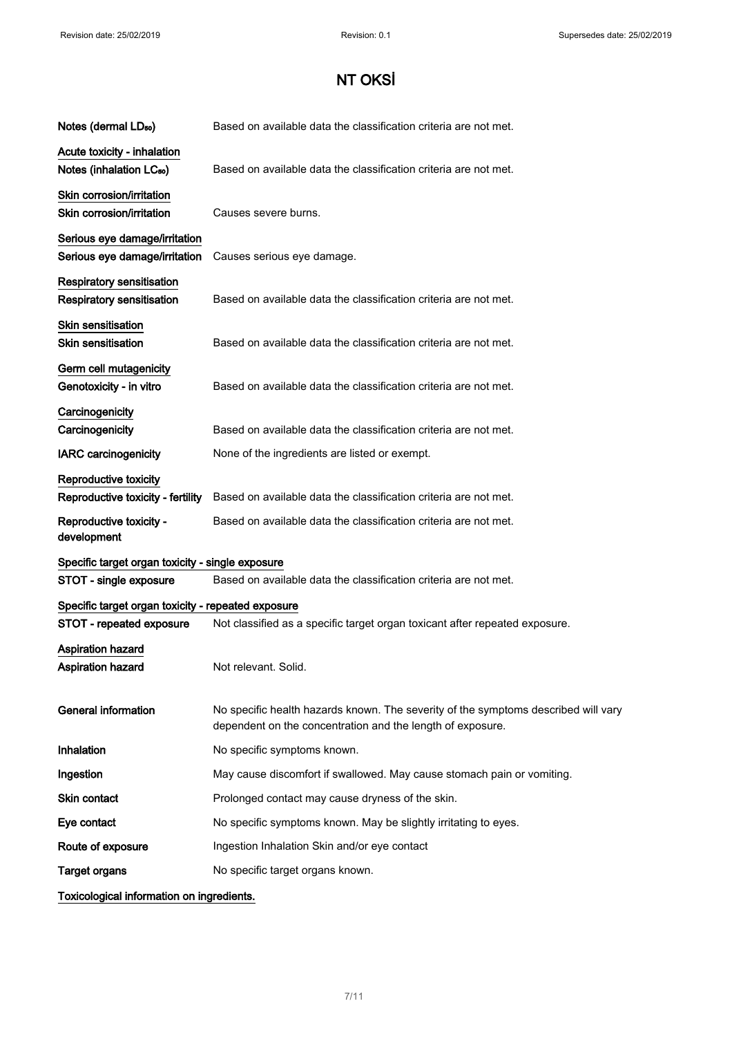# NT OKSİ

**Notes (dermal $LD_{50}$)** Based on available data the classification criteria are not met.

**Acute toxicity - inhalation**

**Notes (inhalation $LC_{50}$)** Based on available data the classification criteria are not met.

**Skin corrosion/irritation**

**Skin corrosion/irritation** Causes severe burns.

**Serious eye damage/irritation**

**Serious eye damage/irritation** Causes serious eye damage.

**Respiratory sensitisation**

**Respiratory sensitisation** Based on available data the classification criteria are not met.

**Skin sensitisation**

**Skin sensitisation** Based on available data the classification criteria are not met.

**Germ cell mutagenicity**

**Genotoxicity - in vitro** Based on available data the classification criteria are not met.

**Carcinogenicity**

**Carcinogenicity** Based on available data the classification criteria are not met.

**IARC carcinogenicity** None of the ingredients are listed or exempt.

**Reproductive toxicity**

**Reproductive toxicity - fertility** Based on available data the classification criteria are not met.

**Reproductive toxicity - development** Based on available data the classification criteria are not met.

**Specific target organ toxicity - single exposure**

**STOT - single exposure** Based on available data the classification criteria are not met.

**Specific target organ toxicity - repeated exposure**

**STOT - repeated exposure** Not classified as a specific target organ toxicant after repeated exposure.

**Aspiration hazard**

**Aspiration hazard** Not relevant. Solid.

**General information** No specific health hazards known. The severity of the symptoms described will vary dependent on the concentration and the length of exposure.

**Inhalation** No specific symptoms known.

**Ingestion** May cause discomfort if swallowed. May cause stomach pain or vomiting.

**Skin contact** Prolonged contact may cause dryness of the skin.

**Eye contact** No specific symptoms known. May be slightly irritating to eyes.

**Route of exposure** Ingestion Inhalation Skin and/or eye contact

**Target organs** No specific target organs known.

**Toxicological information on ingredients.**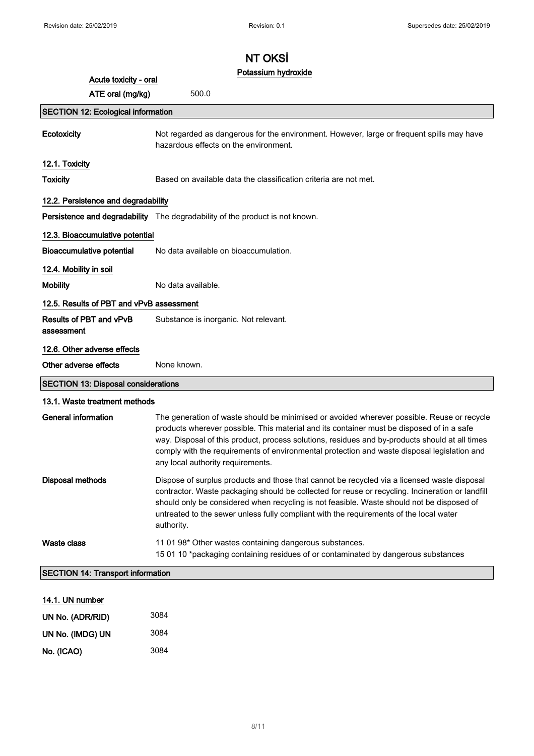# NT OKSİ

### Potassium hydroxide

**Acute toxicity - oral**

**ATE oral (mg/kg)** 500.0

## SECTION 12: Ecological information

**Ecotoxicity** Not regarded as dangerous for the environment. However, large or frequent spills may have hazardous effects on the environment.

### 12.1. Toxicity

**Toxicity** Based on available data the classification criteria are not met.

### 12.2. Persistence and degradability

**Persistence and degradability** The degradability of the product is not known.

### 12.3. Bioaccumulative potential

**Bioaccumulative potential** No data available on bioaccumulation.

### 12.4. Mobility in soil

**Mobility** No data available.

### 12.5. Results of PBT and vPvB assessment

**Results of PBT and vPvB assessment** Substance is inorganic. Not relevant.

### 12.6. Other adverse effects

**Other adverse effects** None known.

## SECTION 13: Disposal considerations

### 13.1. Waste treatment methods

**General information** The generation of waste should be minimised or avoided wherever possible. Reuse or recycle products wherever possible. This material and its container must be disposed of in a safe way. Disposal of this product, process solutions, residues and by-products should at all times comply with the requirements of environmental protection and waste disposal legislation and any local authority requirements.

**Disposal methods** Dispose of surplus products and those that cannot be recycled via a licensed waste disposal contractor. Waste packaging should be collected for reuse or recycling. Incineration or landfill should only be considered when recycling is not feasible. Waste should not be disposed of untreated to the sewer unless fully compliant with the requirements of the local water authority.

**Waste class** 11 01 98* Other wastes containing dangerous substances.
15 01 10 *packaging containing residues of or contaminated by dangerous substances

## SECTION 14: Transport information

### 14.1. UN number

| | |
|---|---|
| UN No. (ADR/RID) | 3084 |
| UN No. (IMDG) UN | 3084 |
| No. (ICAO) | 3084 |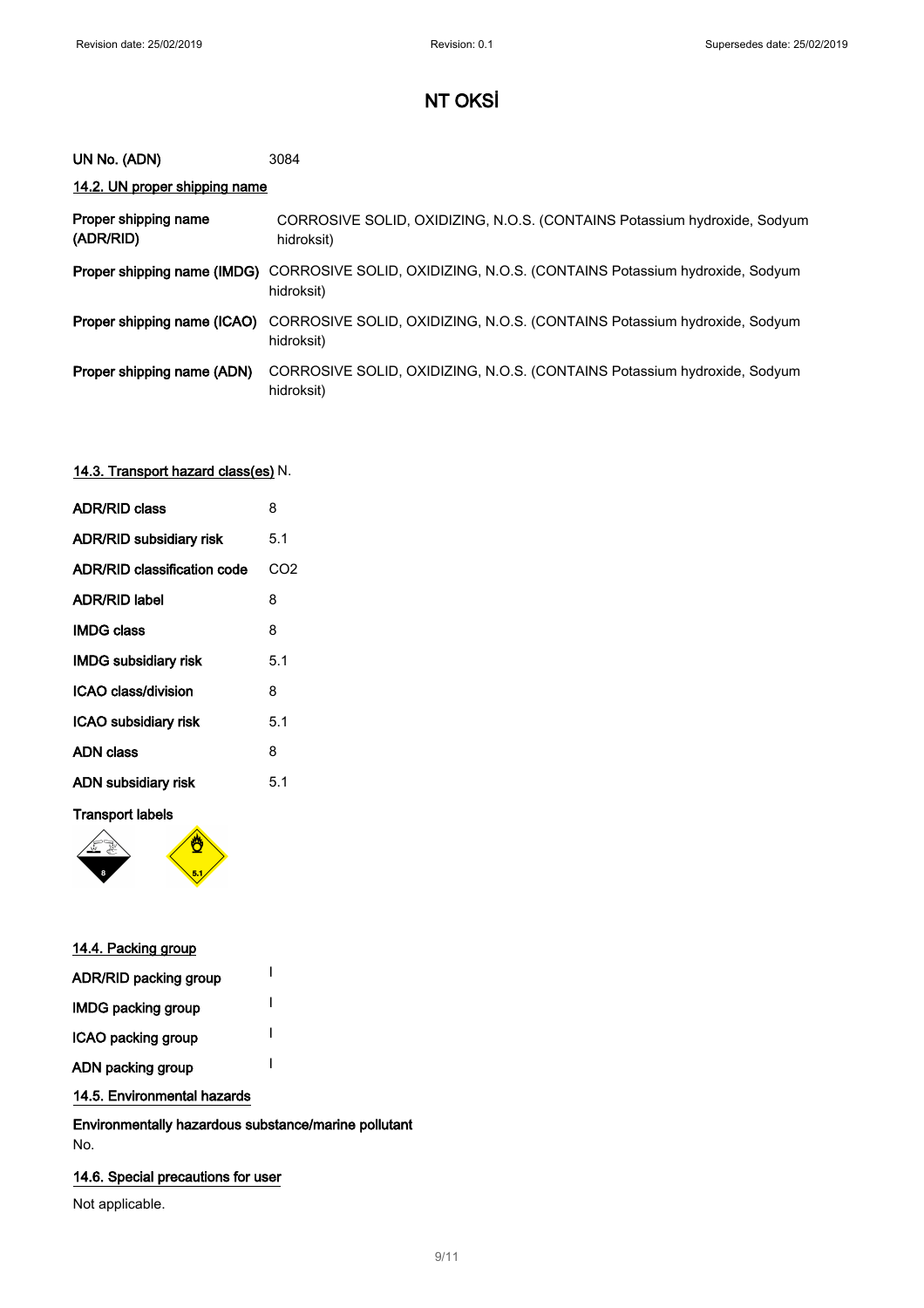# NT OKSİ

| | |
|---|---|
| **UN No. (ADN)** | 3084 |

### 14.2. UN proper shipping name

| | |
|---|---|
| **Proper shipping name (ADR/RID)** | CORROSIVE SOLID, OXIDIZING, N.O.S. (CONTAINS Potassium hydroxide, Sodyum hidroksit) |
| **Proper shipping name (IMDG)** | CORROSIVE SOLID, OXIDIZING, N.O.S. (CONTAINS Potassium hydroxide, Sodyum hidroksit) |
| **Proper shipping name (ICAO)** | CORROSIVE SOLID, OXIDIZING, N.O.S. (CONTAINS Potassium hydroxide, Sodyum hidroksit) |
| **Proper shipping name (ADN)** | CORROSIVE SOLID, OXIDIZING, N.O.S. (CONTAINS Potassium hydroxide, Sodyum hidroksit) |

### 14.3. Transport hazard class(es) N.

| | |
|---|---|
| **ADR/RID class** | 8 |
| **ADR/RID subsidiary risk** | 5.1 |
| **ADR/RID classification code** | CO2 |
| **ADR/RID label** | 8 |
| **IMDG class** | 8 |
| **IMDG subsidiary risk** | 5.1 |
| **ICAO class/division** | 8 |
| **ICAO subsidiary risk** | 5.1 |
| **ADN class** | 8 |
| **ADN subsidiary risk** | 5.1 |

**Transport labels**

### 14.4. Packing group

| | |
|---|---|
| **ADR/RID packing group** | I |
| **IMDG packing group** | I |
| **ICAO packing group** | I |
| **ADN packing group** | I |

### 14.5. Environmental hazards

**Environmentally hazardous substance/marine pollutant**

No.

### 14.6. Special precautions for user

Not applicable.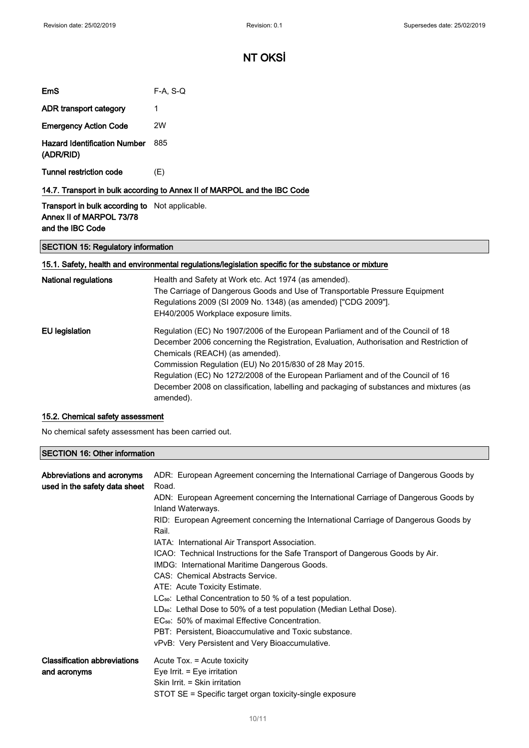| | |
|---|---|
| **EmS** | F-A, S-Q |
| **ADR transport category** | 1 |
| **Emergency Action Code** | 2W |
| **Hazard Identification Number (ADR/RID)** | 885 |
| **Tunnel restriction code** | (E) |

### 14.7. Transport in bulk according to Annex II of MARPOL and the IBC Code

| | |
|---|---|
| **Transport in bulk according to Annex II of MARPOL 73/78 and the IBC Code** | Not applicable. |

## SECTION 15: Regulatory information

### 15.1. Safety, health and environmental regulations/legislation specific for the substance or mixture

**National regulations**

Health and Safety at Work etc. Act 1974 (as amended).
The Carriage of Dangerous Goods and Use of Transportable Pressure Equipment Regulations 2009 (SI 2009 No. 1348) (as amended) ["CDG 2009"].
EH40/2005 Workplace exposure limits.

**EU legislation**

Regulation (EC) No 1907/2006 of the European Parliament and of the Council of 18 December 2006 concerning the Registration, Evaluation, Authorisation and Restriction of Chemicals (REACH) (as amended).
Commission Regulation (EU) No 2015/830 of 28 May 2015.
Regulation (EC) No 1272/2008 of the European Parliament and of the Council of 16 December 2008 on classification, labelling and packaging of substances and mixtures (as amended).

### 15.2. Chemical safety assessment

No chemical safety assessment has been carried out.

## SECTION 16: Other information

**Abbreviations and acronyms used in the safety data sheet**

ADR: European Agreement concerning the International Carriage of Dangerous Goods by Road.
ADN: European Agreement concerning the International Carriage of Dangerous Goods by Inland Waterways.
RID: European Agreement concerning the International Carriage of Dangerous Goods by Rail.
IATA: International Air Transport Association.
ICAO: Technical Instructions for the Safe Transport of Dangerous Goods by Air.
IMDG: International Maritime Dangerous Goods.
CAS: Chemical Abstracts Service.
ATE: Acute Toxicity Estimate.
$LC_{50}$: Lethal Concentration to 50 % of a test population.
$LD_{50}$: Lethal Dose to 50% of a test population (Median Lethal Dose).
$EC_{50}$: 50% of maximal Effective Concentration.
PBT: Persistent, Bioaccumulative and Toxic substance.
vPvB: Very Persistent and Very Bioaccumulative.

**Classification abbreviations and acronyms**

Acute Tox. = Acute toxicity
Eye Irrit. = Eye irritation
Skin Irrit. = Skin irritation
STOT SE = Specific target organ toxicity-single exposure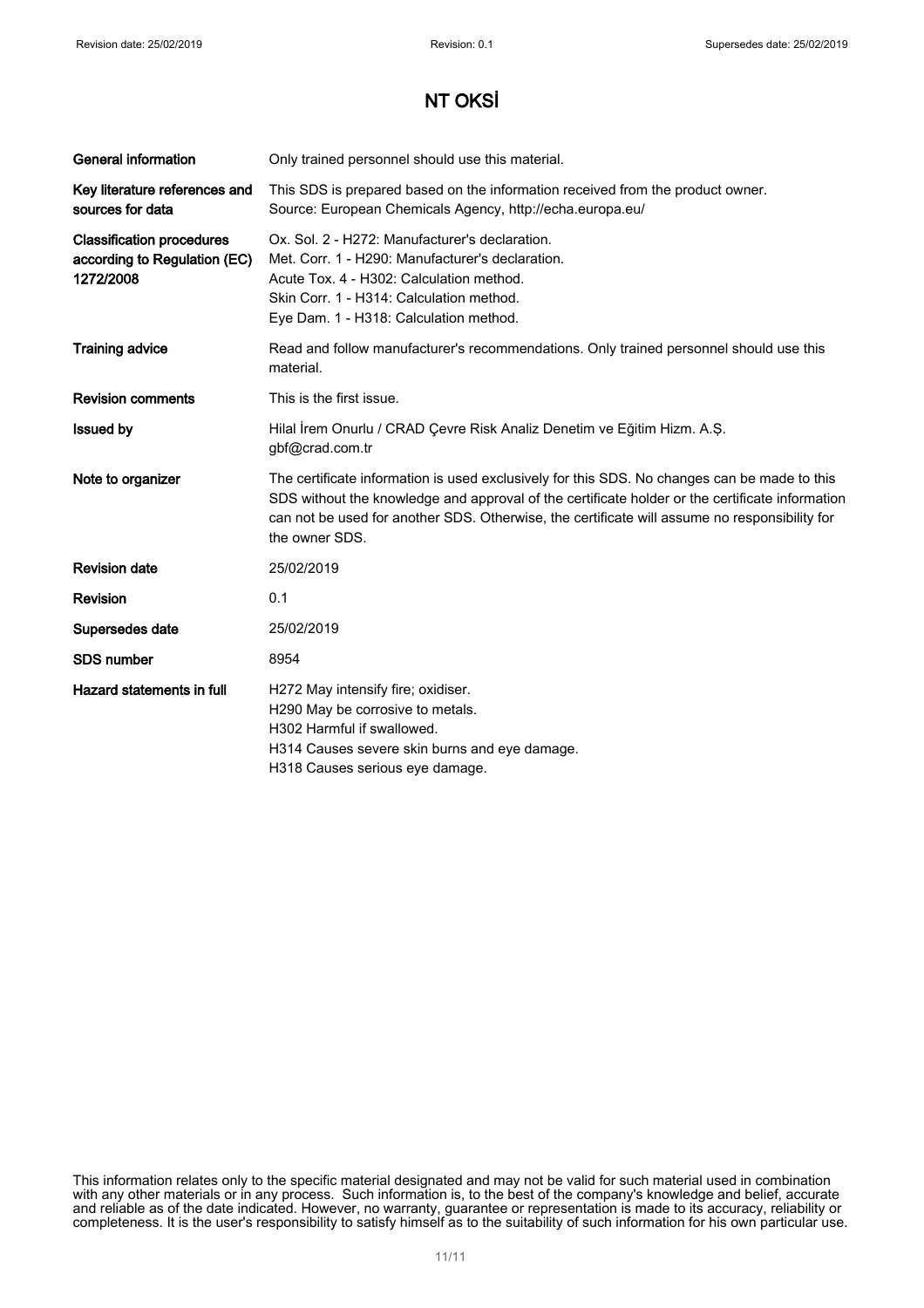# NT OKSİ

| | |
|---|---|
| **General information** | Only trained personnel should use this material. |
| **Key literature references and sources for data** | This SDS is prepared based on the information received from the product owner. Source: European Chemicals Agency, http://echa.europa.eu/ |
| **Classification procedures according to Regulation (EC) 1272/2008** | Ox. Sol. 2 - H272: Manufacturer's declaration.<br>Met. Corr. 1 - H290: Manufacturer's declaration.<br>Acute Tox. 4 - H302: Calculation method.<br>Skin Corr. 1 - H314: Calculation method.<br>Eye Dam. 1 - H318: Calculation method. |
| **Training advice** | Read and follow manufacturer's recommendations. Only trained personnel should use this material. |
| **Revision comments** | This is the first issue. |
| **Issued by** | Hilal İrem Onurlu / CRAD Çevre Risk Analiz Denetim ve Eğitim Hizm. A.Ş.<br>gbf@crad.com.tr |
| **Note to organizer** | The certificate information is used exclusively for this SDS. No changes can be made to this SDS without the knowledge and approval of the certificate holder or the certificate information can not be used for another SDS. Otherwise, the certificate will assume no responsibility for the owner SDS. |
| **Revision date** | 25/02/2019 |
| **Revision** | 0.1 |
| **Supersedes date** | 25/02/2019 |
| **SDS number** | 8954 |
| **Hazard statements in full** | H272 May intensify fire; oxidiser.<br>H290 May be corrosive to metals.<br>H302 Harmful if swallowed.<br>H314 Causes severe skin burns and eye damage.<br>H318 Causes serious eye damage. |

This information relates only to the specific material designated and may not be valid for such material used in combination with any other materials or in any process. Such information is, to the best of the company's knowledge and belief, accurate and reliable as of the date indicated. However, no warranty, guarantee or representation is made to its accuracy, reliability or completeness. It is the user's responsibility to satisfy himself as to the suitability of such information for his own particular use.